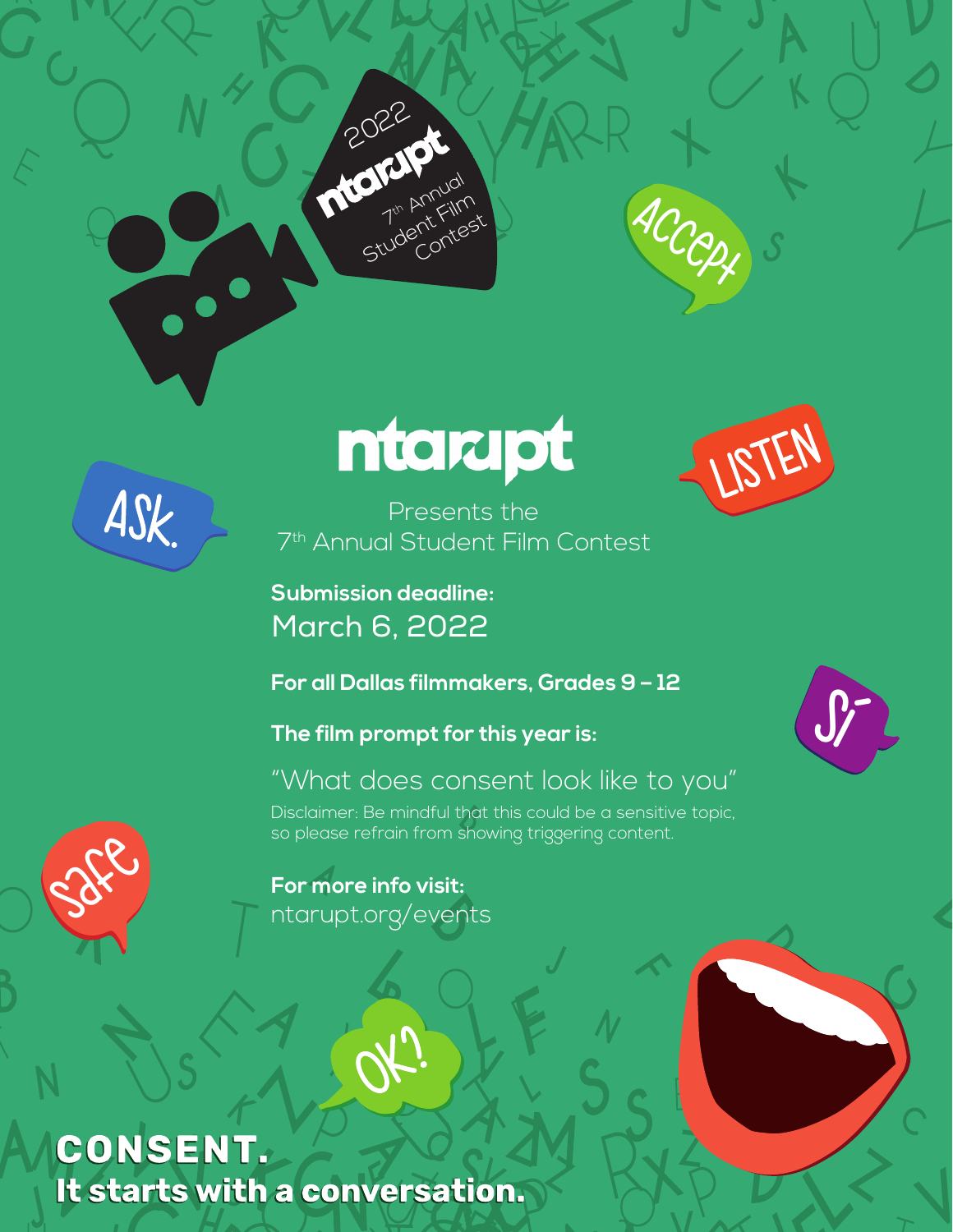2022 ntarupt 7th Annual Student Film Contest

# ntarupt

Presents the
7th Annual Student Film Contest

**Submission deadline:**
March 6, 2022

**For all Dallas filmmakers, Grades 9 – 12**

**The film prompt for this year is:**

"What does consent look like to you"

Disclaimer: Be mindful that this could be a sensitive topic, so please refrain from showing triggering content.

**For more info visit:**
ntarupt.org/events

Accept

Listen

Ask.

Sí

Safe

OK?

**CONSENT.**
**It starts with a conversation.**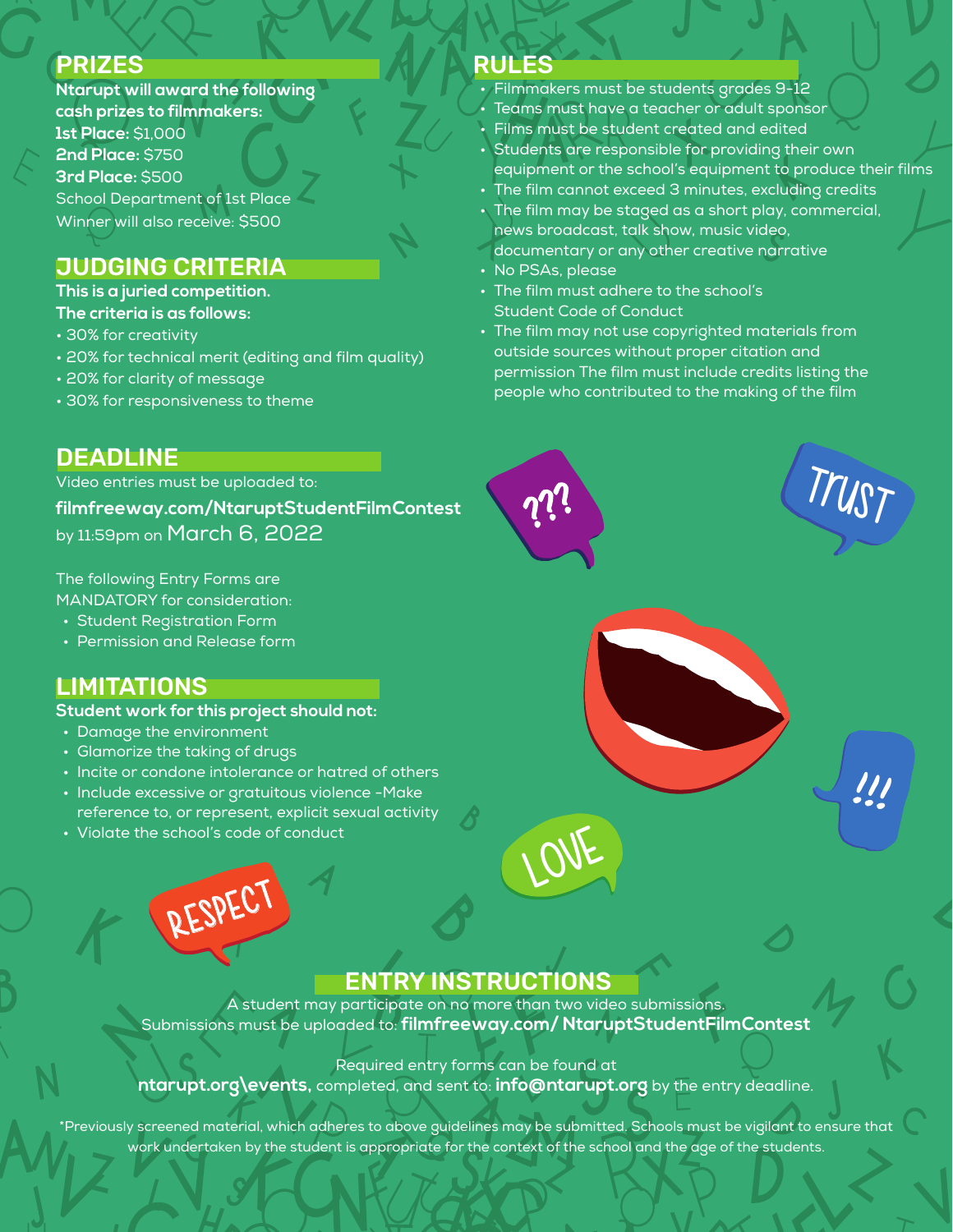## PRIZES

**Ntarupt will award the following cash prizes to filmmakers:**

**1st Place:** $1,000
**2nd Place:** $750
**3rd Place:** $500
School Department of 1st Place Winner will also receive: $500

## JUDGING CRITERIA

**This is a juried competition.**
**The criteria is as follows:**

- 30% for creativity
- 20% for technical merit (editing and film quality)
- 20% for clarity of message
- 30% for responsiveness to theme

## DEADLINE

Video entries must be uploaded to:
**filmfreeway.com/NtaruptStudentFilmContest**
by 11:59pm on March 6, 2022

The following Entry Forms are MANDATORY for consideration:

- Student Registration Form
- Permission and Release form

## LIMITATIONS

**Student work for this project should not:**

- Damage the environment
- Glamorize the taking of drugs
- Incite or condone intolerance or hatred of others
- Include excessive or gratuitous violence -Make reference to, or represent, explicit sexual activity
- Violate the school's code of conduct

## RULES

- Filmmakers must be students grades 9-12
- Teams must have a teacher or adult sponsor
- Films must be student created and edited
- Students are responsible for providing their own equipment or the school's equipment to produce their films
- The film cannot exceed 3 minutes, excluding credits
- The film may be staged as a short play, commercial, news broadcast, talk show, music video, documentary or any other creative narrative
- No PSAs, please
- The film must adhere to the school's Student Code of Conduct
- The film may not use copyrighted materials from outside sources without proper citation and permission The film must include credits listing the people who contributed to the making of the film

## ENTRY INSTRUCTIONS

A student may participate on no more than two video submissions.
Submissions must be uploaded to: **filmfreeway.com/ NtaruptStudentFilmContest**

Required entry forms can be found at
**ntarupt.org\events,** completed, and sent to: **info@ntarupt.org** by the entry deadline.

*Previously screened material, which adheres to above guidelines may be submitted. Schools must be vigilant to ensure that work undertaken by the student is appropriate for the context of the school and the age of the students.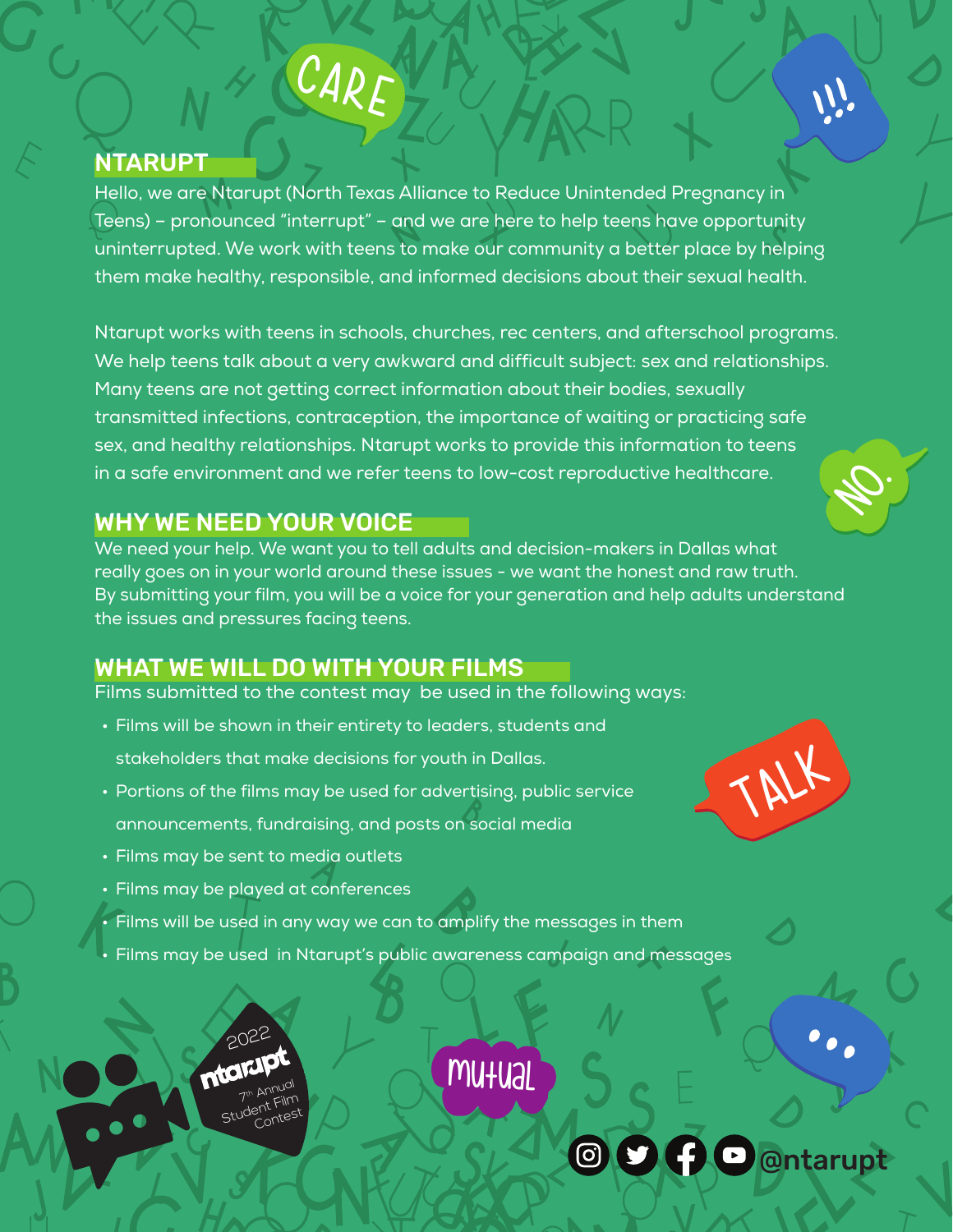## NTARUPT

Hello, we are Ntarupt (North Texas Alliance to Reduce Unintended Pregnancy in Teens) – pronounced "interrupt" – and we are here to help teens have opportunity uninterrupted. We work with teens to make our community a better place by helping them make healthy, responsible, and informed decisions about their sexual health.

Ntarupt works with teens in schools, churches, rec centers, and afterschool programs. We help teens talk about a very awkward and difficult subject: sex and relationships. Many teens are not getting correct information about their bodies, sexually transmitted infections, contraception, the importance of waiting or practicing safe sex, and healthy relationships. Ntarupt works to provide this information to teens in a safe environment and we refer teens to low-cost reproductive healthcare.

## WHY WE NEED YOUR VOICE

We need your help. We want you to tell adults and decision-makers in Dallas what really goes on in your world around these issues - we want the honest and raw truth. By submitting your film, you will be a voice for your generation and help adults understand the issues and pressures facing teens.

## WHAT WE WILL DO WITH YOUR FILMS

Films submitted to the contest may be used in the following ways:

- Films will be shown in their entirety to leaders, students and stakeholders that make decisions for youth in Dallas.
- Portions of the films may be used for advertising, public service announcements, fundraising, and posts on social media
- Films may be sent to media outlets
- Films may be played at conferences
- Films will be used in any way we can to amplify the messages in them
- Films may be used in Ntarupt's public awareness campaign and messages

2022 ntarupt 7th Annual Student Film Contest

@ntarupt